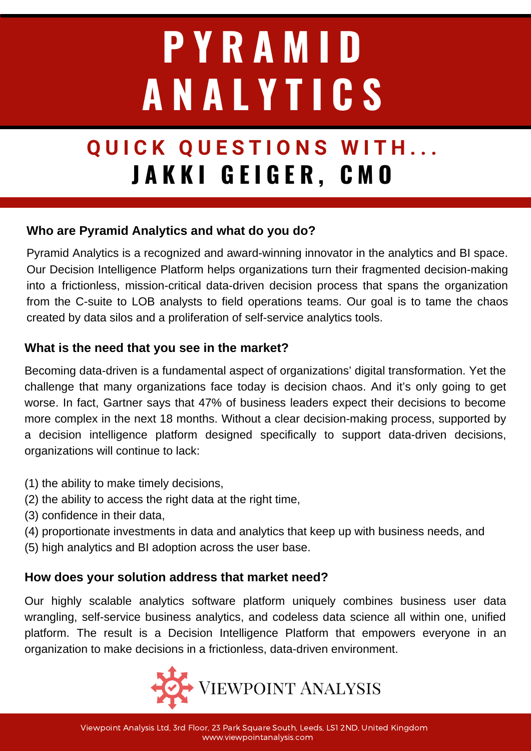# PYRAMID ANALYTICS

## QUICK QUESTIONS WITH... JAKKI GEIGER, CMO

### Who are Pyramid Analytics and what do you do?

Pyramid Analytics is a recognized and award-winning innovator in the analytics and BI space. Our Decision Intelligence Platform helps organizations turn their fragmented decision-making into a frictionless, mission-critical data-driven decision process that spans the organization from the C-suite to LOB analysts to field operations teams. Our goal is to tame the chaos created by data silos and a proliferation of self-service analytics tools.

### What is the need that you see in the market?

Becoming data-driven is a fundamental aspect of organizations' digital transformation. Yet the challenge that many organizations face today is decision chaos. And it's only going to get worse. In fact, Gartner says that 47% of business leaders expect their decisions to become more complex in the next 18 months. Without a clear decision-making process, supported by a decision intelligence platform designed specifically to support data-driven decisions, organizations will continue to lack:

(1) the ability to make timely decisions,
(2) the ability to access the right data at the right time,
(3) confidence in their data,
(4) proportionate investments in data and analytics that keep up with business needs, and
(5) high analytics and BI adoption across the user base.

### How does your solution address that market need?

Our highly scalable analytics software platform uniquely combines business user data wrangling, self-service business analytics, and codeless data science all within one, unified platform. The result is a Decision Intelligence Platform that empowers everyone in an organization to make decisions in a frictionless, data-driven environment.

VIEWPOINT ANALYSIS

Viewpoint Analysis Ltd, 3rd Floor, 23 Park Square South, Leeds, LS1 2ND, United Kingdom
www.viewpointanalysis.com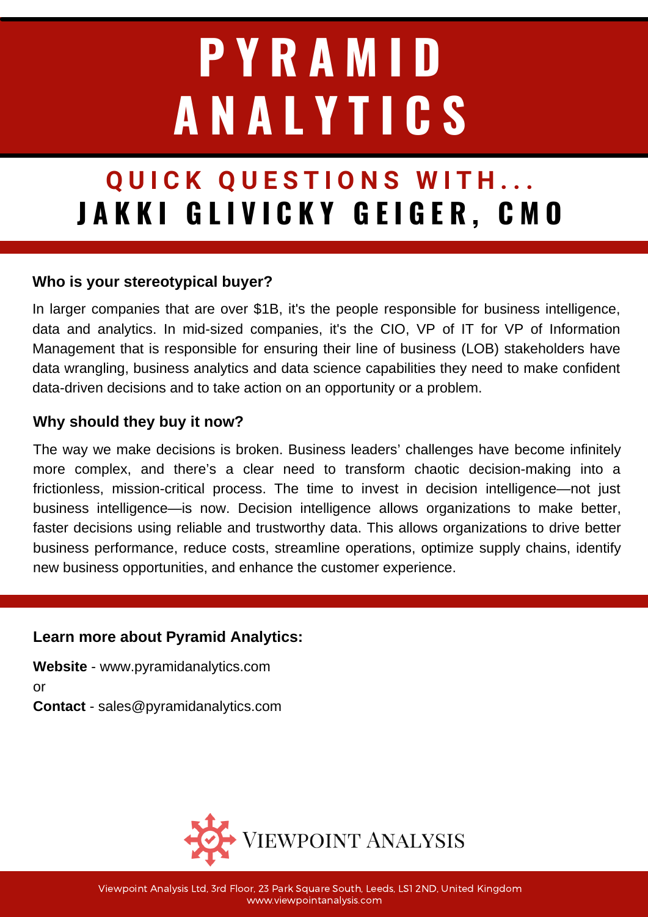# PYRAMID ANALYTICS

## QUICK QUESTIONS WITH...
## JAKKI GLIVICKY GEIGER, CMO

**Who is your stereotypical buyer?**

In larger companies that are over $1B, it's the people responsible for business intelligence, data and analytics. In mid-sized companies, it's the CIO, VP of IT for VP of Information Management that is responsible for ensuring their line of business (LOB) stakeholders have data wrangling, business analytics and data science capabilities they need to make confident data-driven decisions and to take action on an opportunity or a problem.

**Why should they buy it now?**

The way we make decisions is broken. Business leaders' challenges have become infinitely more complex, and there's a clear need to transform chaotic decision-making into a frictionless, mission-critical process. The time to invest in decision intelligence—not just business intelligence—is now. Decision intelligence allows organizations to make better, faster decisions using reliable and trustworthy data. This allows organizations to drive better business performance, reduce costs, streamline operations, optimize supply chains, identify new business opportunities, and enhance the customer experience.

**Learn more about Pyramid Analytics:**

**Website** - www.pyramidanalytics.com
or
**Contact** - sales@pyramidanalytics.com

VIEWPOINT ANALYSIS

Viewpoint Analysis Ltd, 3rd Floor, 23 Park Square South, Leeds, LS1 2ND, United Kingdom
www.viewpointanalysis.com